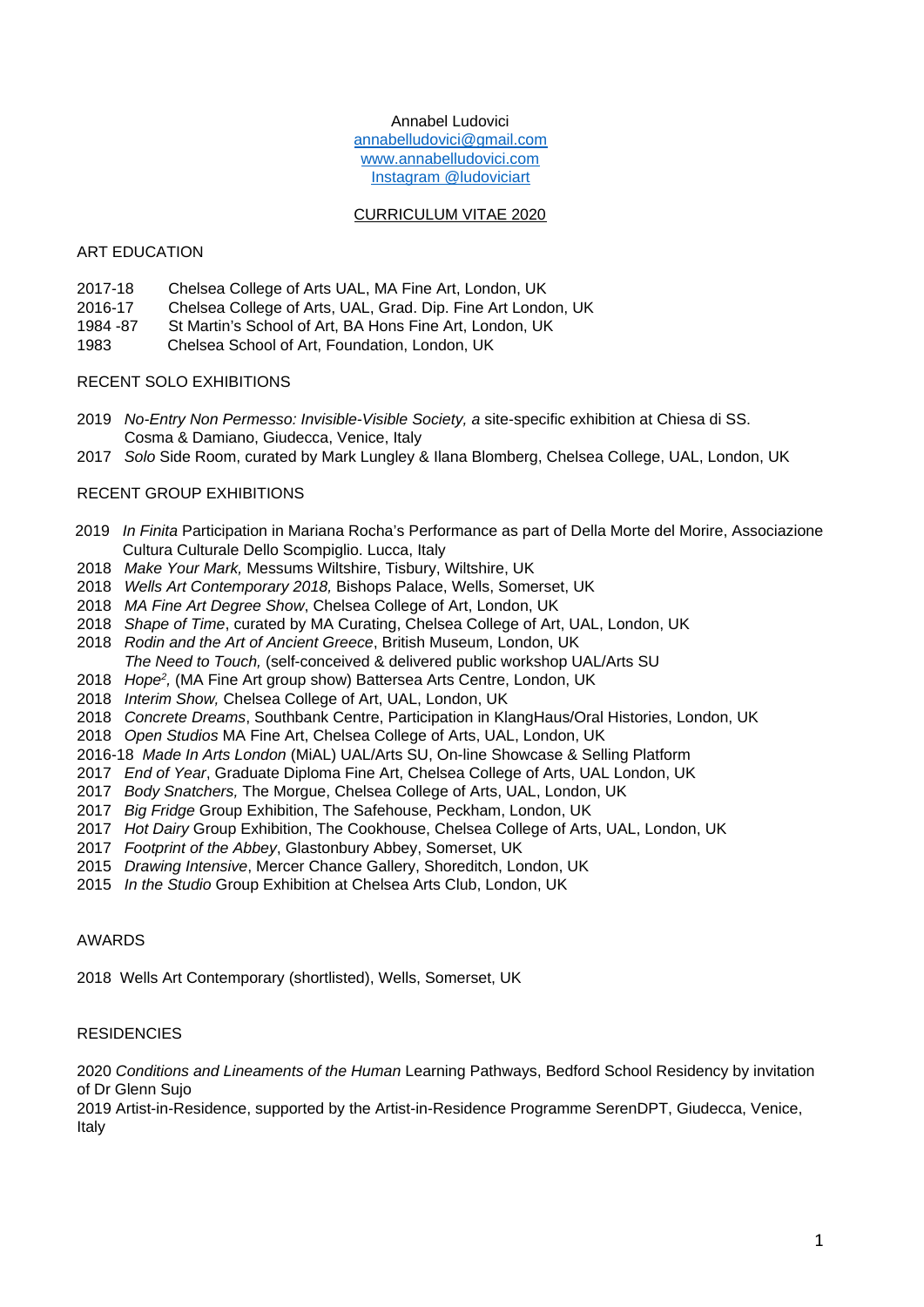Annabel Ludovici
annabelludovici@gmail.com
www.annabelludovici.com
Instagram @ludoviciart

# CURRICULUM VITAE 2020

## ART EDUCATION

- 2017-18 Chelsea College of Arts UAL, MA Fine Art, London, UK
- 2016-17 Chelsea College of Arts, UAL, Grad. Dip. Fine Art London, UK
- 1984 -87 St Martin's School of Art, BA Hons Fine Art, London, UK
- 1983 Chelsea School of Art, Foundation, London, UK

## RECENT SOLO EXHIBITIONS

- 2019 *No-Entry Non Permesso: Invisible-Visible Society, a* site-specific exhibition at Chiesa di SS. Cosma & Damiano, Giudecca, Venice, Italy
- 2017 *Solo* Side Room, curated by Mark Lungley & Ilana Blomberg, Chelsea College, UAL, London, UK

## RECENT GROUP EXHIBITIONS

- 2019 *In Finita* Participation in Mariana Rocha's Performance as part of Della Morte del Morire, Associazione Cultura Culturale Dello Scompiglio. Lucca, Italy
- 2018 *Make Your Mark,* Messums Wiltshire, Tisbury, Wiltshire, UK
- 2018 *Wells Art Contemporary 2018,* Bishops Palace, Wells, Somerset, UK
- 2018 *MA Fine Art Degree Show*, Chelsea College of Art, London, UK
- 2018 *Shape of Time*, curated by MA Curating, Chelsea College of Art, UAL, London, UK
- 2018 *Rodin and the Art of Ancient Greece*, British Museum, London, UK
  *The Need to Touch,* (self-conceived & delivered public workshop UAL/Arts SU
- 2018 *Hope$^2$*, (MA Fine Art group show) Battersea Arts Centre, London, UK
- 2018 *Interim Show,* Chelsea College of Art, UAL, London, UK
- 2018 *Concrete Dreams*, Southbank Centre, Participation in KlangHaus/Oral Histories, London, UK
- 2018 *Open Studios* MA Fine Art, Chelsea College of Arts, UAL, London, UK
- 2016-18 *Made In Arts London* (MiAL) UAL/Arts SU, On-line Showcase & Selling Platform
- 2017 *End of Year*, Graduate Diploma Fine Art, Chelsea College of Arts, UAL London, UK
- 2017 *Body Snatchers,* The Morgue, Chelsea College of Arts, UAL, London, UK
- 2017 *Big Fridge* Group Exhibition, The Safehouse, Peckham, London, UK
- 2017 *Hot Dairy* Group Exhibition, The Cookhouse, Chelsea College of Arts, UAL, London, UK
- 2017 *Footprint of the Abbey*, Glastonbury Abbey, Somerset, UK
- 2015 *Drawing Intensive*, Mercer Chance Gallery, Shoreditch, London, UK
- 2015 *In the Studio* Group Exhibition at Chelsea Arts Club, London, UK

## AWARDS

2018 Wells Art Contemporary (shortlisted), Wells, Somerset, UK

## RESIDENCIES

2020 *Conditions and Lineaments of the Human* Learning Pathways, Bedford School Residency by invitation of Dr Glenn Sujo

2019 Artist-in-Residence, supported by the Artist-in-Residence Programme SerenDPT, Giudecca, Venice, Italy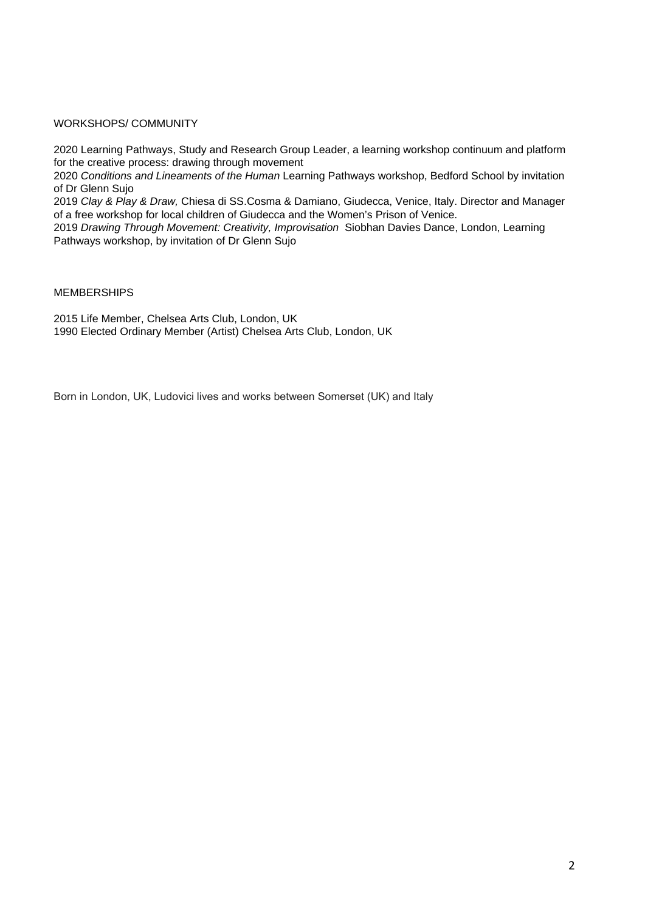WORKSHOPS/ COMMUNITY

2020 Learning Pathways, Study and Research Group Leader, a learning workshop continuum and platform for the creative process: drawing through movement
2020 *Conditions and Lineaments of the Human* Learning Pathways workshop, Bedford School by invitation of Dr Glenn Sujo
2019 *Clay & Play & Draw,* Chiesa di SS.Cosma & Damiano, Giudecca, Venice, Italy. Director and Manager of a free workshop for local children of Giudecca and the Women's Prison of Venice.
2019 *Drawing Through Movement: Creativity, Improvisation* Siobhan Davies Dance, London, Learning Pathways workshop, by invitation of Dr Glenn Sujo

MEMBERSHIPS

2015 Life Member, Chelsea Arts Club, London, UK
1990 Elected Ordinary Member (Artist) Chelsea Arts Club, London, UK

Born in London, UK, Ludovici lives and works between Somerset (UK) and Italy